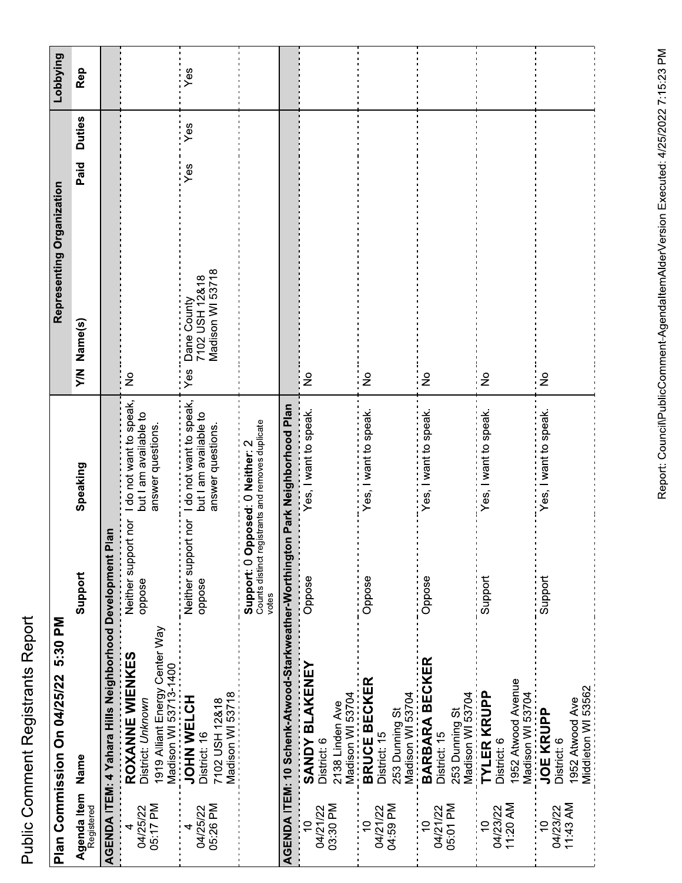# Public Comment Registrants Report

## Plan Commission On 04/25/22 5:30 PM

| Agenda Item Registered | Name | Support | Speaking | Representing Organization Y/N | Name(s) | Paid | Duties | Lobbying Rep |
|---|---|---|---|---|---|---|---|---|
| **AGENDA ITEM: 4 Yahara Hills Neighborhood Development Plan** | | | | | | | | |
| 4 04/25/22 05:17 PM | **ROXANNE WIENKES** District: *Unknown* 1919 Alliant Energy Center Way Madison WI 53713-1400 | Neither support nor oppose | I do not want to speak, but I am available to answer questions. | No | | | | |
| 4 04/25/22 05:26 PM | **JOHN WELCH** District: 16 7102 USH 12&18 Madison WI 53718 | Neither support nor oppose | I do not want to speak, but I am available to answer questions. | Yes | Dane County 7102 USH 12&18 Madison WI 53718 | Yes | Yes | Yes |
| | | **Support**: 0 **Opposed**: 0 **Neither**: 2 Counts distinct registrants and removes duplicate votes | | | | | | |
| **AGENDA ITEM: 10 Schenk-Atwood-Starkweather-Worthington Park Neighborhood Plan** | | | | | | | | |
| 10 04/21/22 03:30 PM | **SANDY BLAKENEY** District: 6 2138 Linden Ave Madison WI 53704 | Oppose | Yes, I want to speak. | No | | | | |
| 10 04/21/22 04:59 PM | **BRUCE BECKER** District: 15 253 Dunning St Madison WI 53704 | Oppose | Yes, I want to speak. | No | | | | |
| 10 04/21/22 05:01 PM | **BARBARA BECKER** District: 15 253 Dunning St Madison WI 53704 | Oppose | Yes, I want to speak. | No | | | | |
| 10 04/23/22 11:20 AM | **TYLER KRUPP** District: 6 1952 Atwood Avenue Madison WI 53704 | Support | Yes, I want to speak. | No | | | | |
| 10 04/23/22 11:43 AM | **JOE KRUPP** District: 6 1952 Atwood Ave Middleton WI 53562 | Support | Yes, I want to speak. | No | | | | |

Report: Council\PublicComment-AgendaItemAlderVersion Executed: 4/25/2022 7:15:23 PM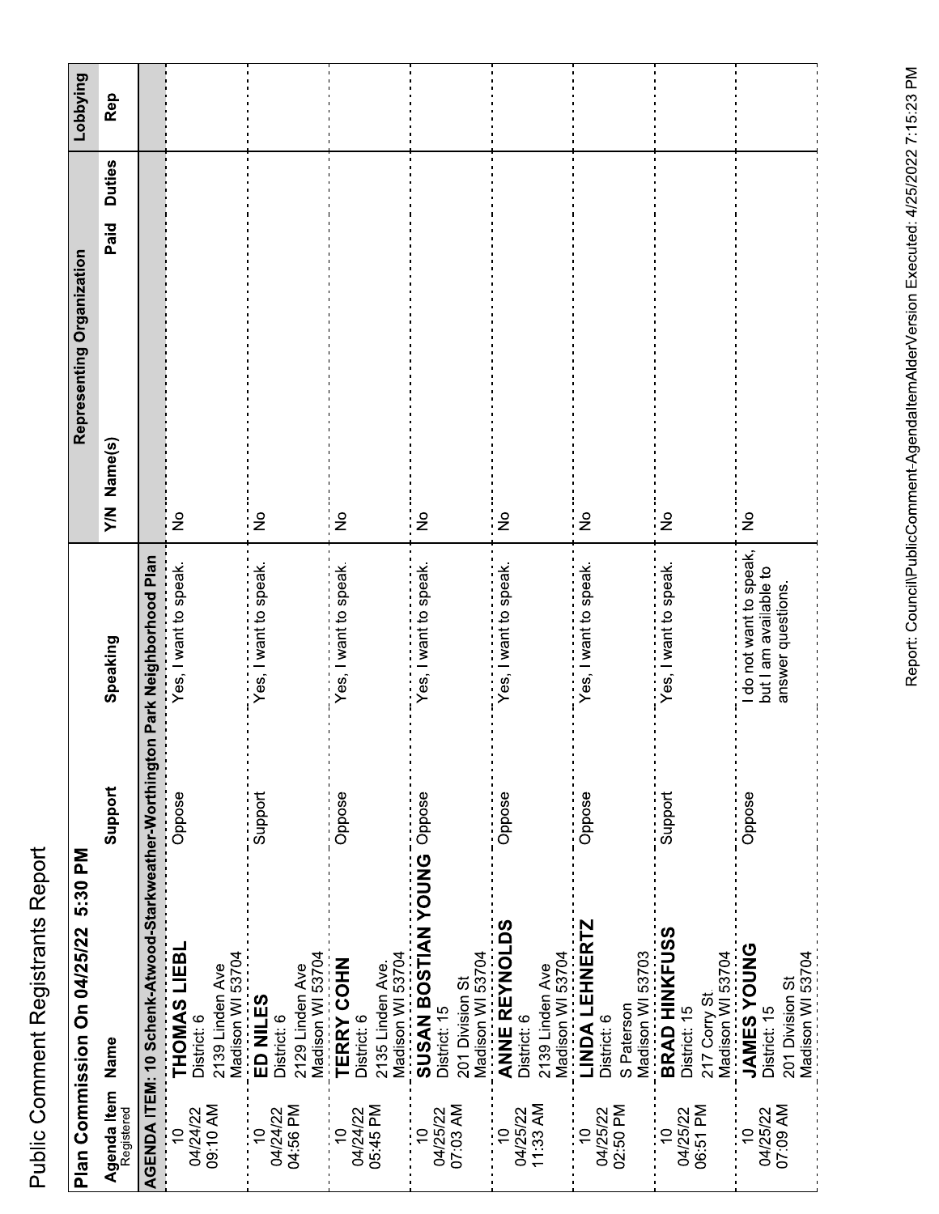# Public Comment Registrants Report

## Plan Commission On 04/25/22 5:30 PM

| Agenda Item Registered | Name | Support | Speaking | Representing Organization Y/N | Name(s) | Paid | Duties | Lobbying Rep |
|---|---|---|---|---|---|---|---|---|
| **AGENDA ITEM: 10 Schenk-Atwood-Starkweather-Worthington Park Neighborhood Plan** | | | | | | | | |
| 10 04/24/22 09:10 AM | **THOMAS LIEBL** District: 6 2139 Linden Ave Madison WI 53704 | Oppose | Yes, I want to speak. | No | | | | |
| 10 04/24/22 04:56 PM | **ED NILES** District: 6 2129 Linden Ave Madison WI 53704 | Support | Yes, I want to speak. | No | | | | |
| 10 04/24/22 05:45 PM | **TERRY COHN** District: 6 2135 Linden Ave. Madison WI 53704 | Oppose | Yes, I want to speak. | No | | | | |
| 10 04/25/22 07:03 AM | **SUSAN BOSTIAN YOUNG** District: 15 201 Division St Madison WI 53704 | Oppose | Yes, I want to speak. | No | | | | |
| 10 04/25/22 11:33 AM | **ANNE REYNOLDS** District: 6 2139 Linden Ave Madison WI 53704 | Oppose | Yes, I want to speak. | No | | | | |
| 10 04/25/22 02:50 PM | **LINDA LEHNERTZ** District: 6 S Paterson Madison WI 53703 | Oppose | Yes, I want to speak. | No | | | | |
| 10 04/25/22 06:51 PM | **BRAD HINKFUSS** District: 15 217 Corry St. Madison WI 53704 | Support | Yes, I want to speak. | No | | | | |
| 10 04/25/22 07:09 AM | **JAMES YOUNG** District: 15 201 Division St Madison WI 53704 | Oppose | I do not want to speak, but I am available to answer questions. | No | | | | |

Report: Council\PublicComment-AgendaItemAlderVersion Executed: 4/25/2022 7:15:23 PM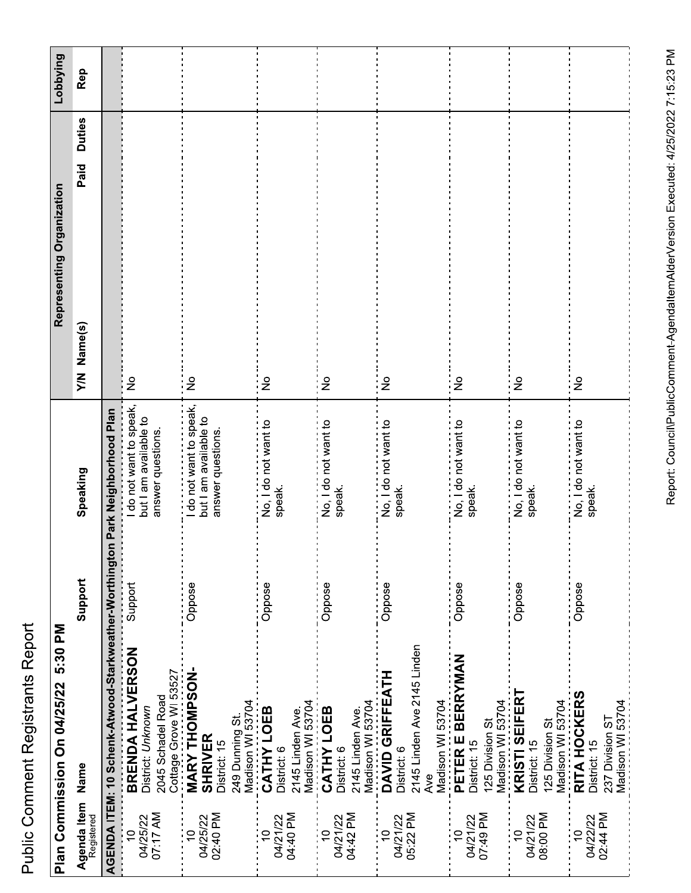# Public Comment Registrants Report

## Plan Commission On 04/25/22 5:30 PM

| Agenda Item Registered | Name | Support | Speaking | Representing Organization Y/N | Name(s) | Paid | Duties | Lobbying Rep |
|---|---|---|---|---|---|---|---|---|
| **AGENDA ITEM: 10 Schenk-Atwood-Starkweather-Worthington Park Neighborhood Plan** | | | | | | | | |
| 10 04/25/22 07:17 AM | **BRENDA HALVERSON** District: *Unknown* 2045 Schadel Road Cottage Grove WI 53527 | Support | I do not want to speak, but I am available to answer questions. | No | | | | |
| 10 04/25/22 02:40 PM | **MARY THOMPSON-SHRIVER** District: 15 249 Dunning St. Madison WI 53704 | Oppose | I do not want to speak, but I am available to answer questions. | No | | | | |
| 10 04/21/22 04:40 PM | **CATHY LOEB** District: 6 2145 Linden Ave. Madison WI 53704 | Oppose | No, I do not want to speak. | No | | | | |
| 10 04/21/22 04:42 PM | **CATHY LOEB** District: 6 2145 Linden Ave. Madison WI 53704 | Oppose | No, I do not want to speak. | No | | | | |
| 10 04/21/22 05:22 PM | **DAVID GRIFFEATH** District: 6 2145 Linden Ave 2145 Linden Ave Madison WI 53704 | Oppose | No, I do not want to speak. | No | | | | |
| 10 04/21/22 07:49 PM | **PETER E BERRYMAN** District: 15 125 Division St Madison WI 53704 | Oppose | No, I do not want to speak. | No | | | | |
| 10 04/21/22 08:00 PM | **KRISTI SEIFERT** District: 15 125 Division St Madison WI 53704 | Oppose | No, I do not want to speak. | No | | | | |
| 10 04/22/22 02:44 PM | **RITA HOCKERS** District: 15 237 Division ST Madison WI 53704 | Oppose | No, I do not want to speak. | No | | | | |

Report: Council\PublicComment-AgendaItemAlderVersion Executed: 4/25/2022 7:15:23 PM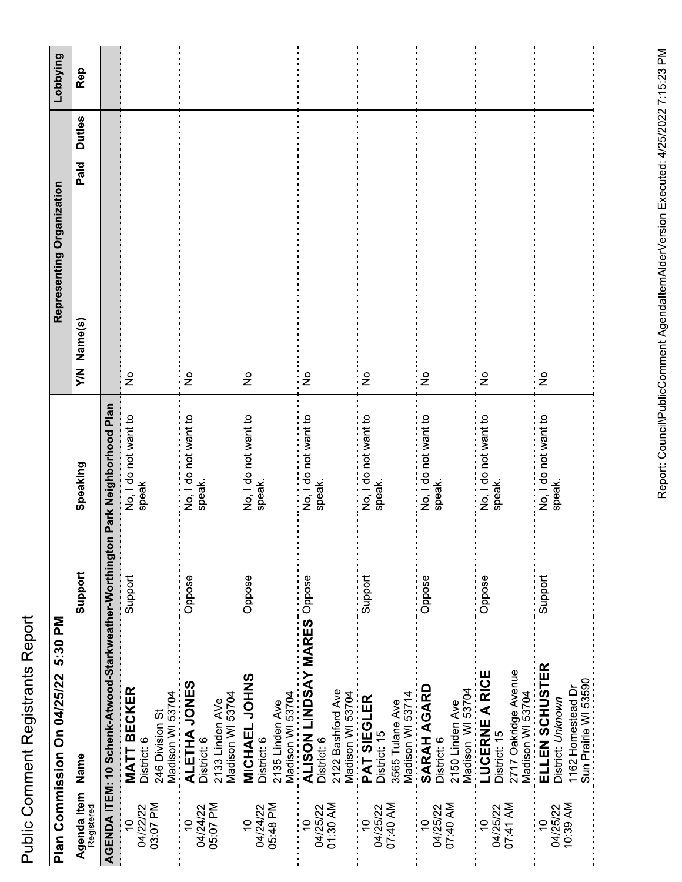# Public Comment Registrants Report

## Plan Commission On 04/25/22 5:30 PM

| Agenda Item Registered | Name | Support | Speaking | Representing Organization Y/N | Name(s) | Paid | Duties | Lobbying Rep |
|---|---|---|---|---|---|---|---|---|
| **AGENDA ITEM: 10 Schenk-Atwood-Starkweather-Worthington Park Neighborhood Plan** | | | | | | | | |
| 10 04/22/22 03:07 PM | **MATT BECKER** District: 6 246 Division St Madison WI 53704 | Support | No, I do not want to speak. | No | | | | |
| 10 04/24/22 05:07 PM | **ALETHA JONES** District: 6 2133 Linden AVe Madison WI 53704 | Oppose | No, I do not want to speak. | No | | | | |
| 10 04/24/22 05:48 PM | **MICHAEL JOHNS** District: 6 2135 Linden Ave Madison WI 53704 | Oppose | No, I do not want to speak. | No | | | | |
| 10 04/25/22 01:30 AM | **ALISON LINDSAY MARES** District: 6 2122 Bashford Ave Madison WI 53704 | Oppose | No, I do not want to speak. | No | | | | |
| 10 04/25/22 07:40 AM | **PAT SIEGLER** District: 15 3565 Tulane Ave Madison WI 53714 | Support | No, I do not want to speak. | No | | | | |
| 10 04/25/22 07:40 AM | **SARAH AGARD** District: 6 2150 Linden Ave Madison WI 53704 | Oppose | No, I do not want to speak. | No | | | | |
| 10 04/25/22 07:41 AM | **LUCERNE A RICE** District: 15 2717 Oakridge Avenue Madison WI 53704 | Oppose | No, I do not want to speak. | No | | | | |
| 10 04/25/22 10:39 AM | **ELLEN SCHUSTER** District: *Unknown* 1162 Homestead Dr Sun Prairie WI 53590 | Support | No, I do not want to speak. | No | | | | |

Report: Council\PublicComment-AgendaItemAlderVersion Executed: 4/25/2022 7:15:23 PM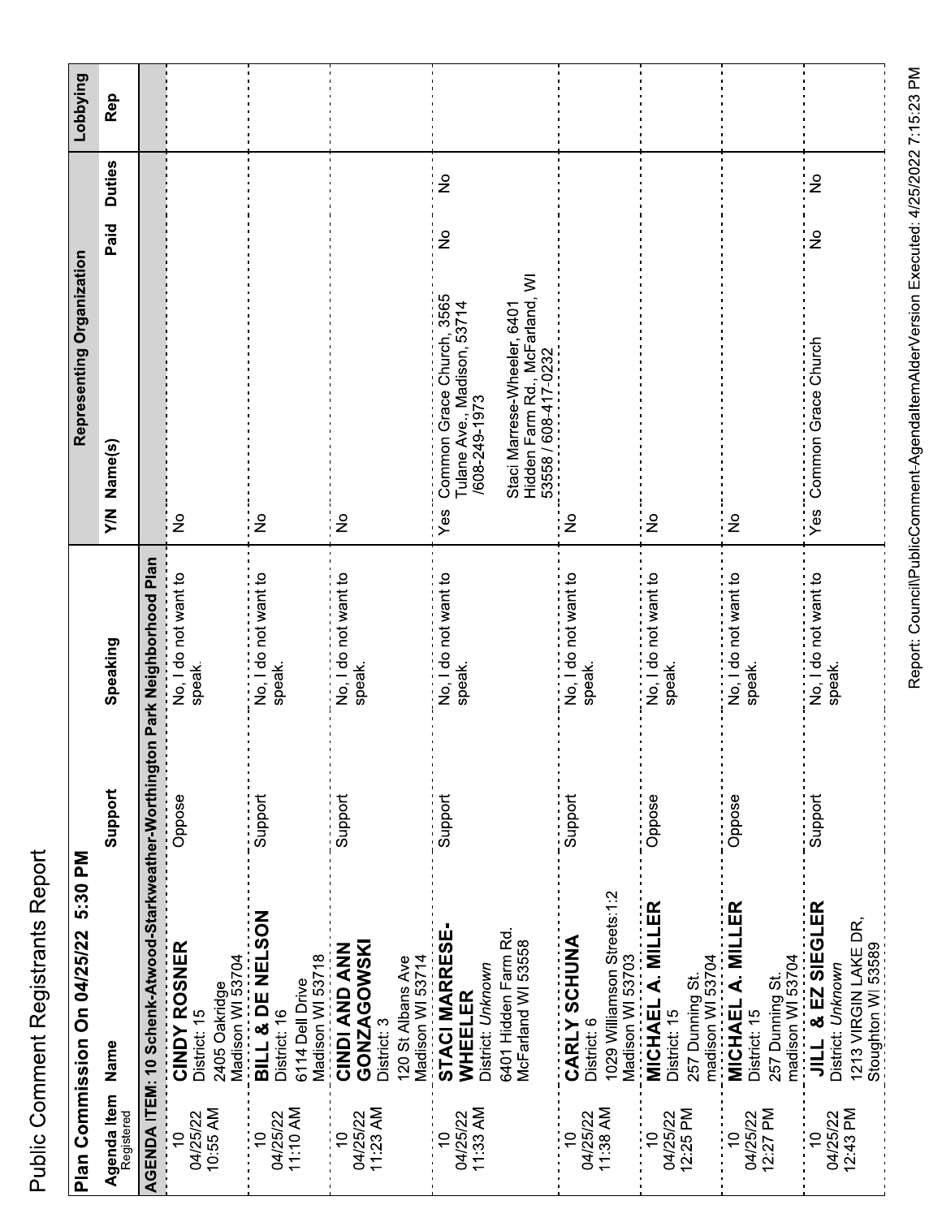# Public Comment Registrants Report

## Plan Commission On 04/25/22 5:30 PM

| Agenda Item Registered | Name | Support | Speaking | Representing Organization Y/N | Name(s) | Paid | Duties | Lobbying Rep |
|---|---|---|---|---|---|---|---|---|
| **AGENDA ITEM: 10 Schenk-Atwood-Starkweather-Worthington Park Neighborhood Plan** | | | | | | | | |
| 10 04/25/22 10:55 AM | **CINDY ROSNER** District: 15 2405 Oakridge Madison WI 53704 | Oppose | No, I do not want to speak. | No | | | | |
| 10 04/25/22 11:10 AM | **BILL & DE NELSON** District: 16 6114 Dell Drive Madison WI 53718 | Support | No, I do not want to speak. | No | | | | |
| 10 04/25/22 11:23 AM | **CINDI AND ANN GONZAGOWSKI** District: 3 120 St Albans Ave Madison WI 53714 | Support | No, I do not want to speak. | No | | | | |
| 10 04/25/22 11:33 AM | **STACI MARRESE-WHEELER** District: *Unknown* 6401 Hidden Farm Rd. McFarland WI 53558 | Support | No, I do not want to speak. | Yes | Common Grace Church, 3565 Tulane Ave., Madison, 53714 /608-249-1973 Staci Marrese-Wheeler, 6401 Hidden Farm Rd., McFarland, WI 53558 / 608-417-0232 | No | No | |
| 10 04/25/22 11:38 AM | **CARLY SCHUNA** District: 6 1029 Williamson Streets:1:2 Madison WI 53703 | Support | No, I do not want to speak. | No | | | | |
| 10 04/25/22 12:25 PM | **MICHAEL A. MILLER** District: 15 257 Dunning St. madison WI 53704 | Oppose | No, I do not want to speak. | No | | | | |
| 10 04/25/22 12:27 PM | **MICHAEL A. MILLER** District: 15 257 Dunning St. madison WI 53704 | Oppose | No, I do not want to speak. | No | | | | |
| 10 04/25/22 12:43 PM | **JILL & EZ SIEGLER** District: *Unknown* 1213 VIRGIN LAKE DR, Stoughton WI 53589 | Support | No, I do not want to speak. | Yes | Common Grace Church | No | No | |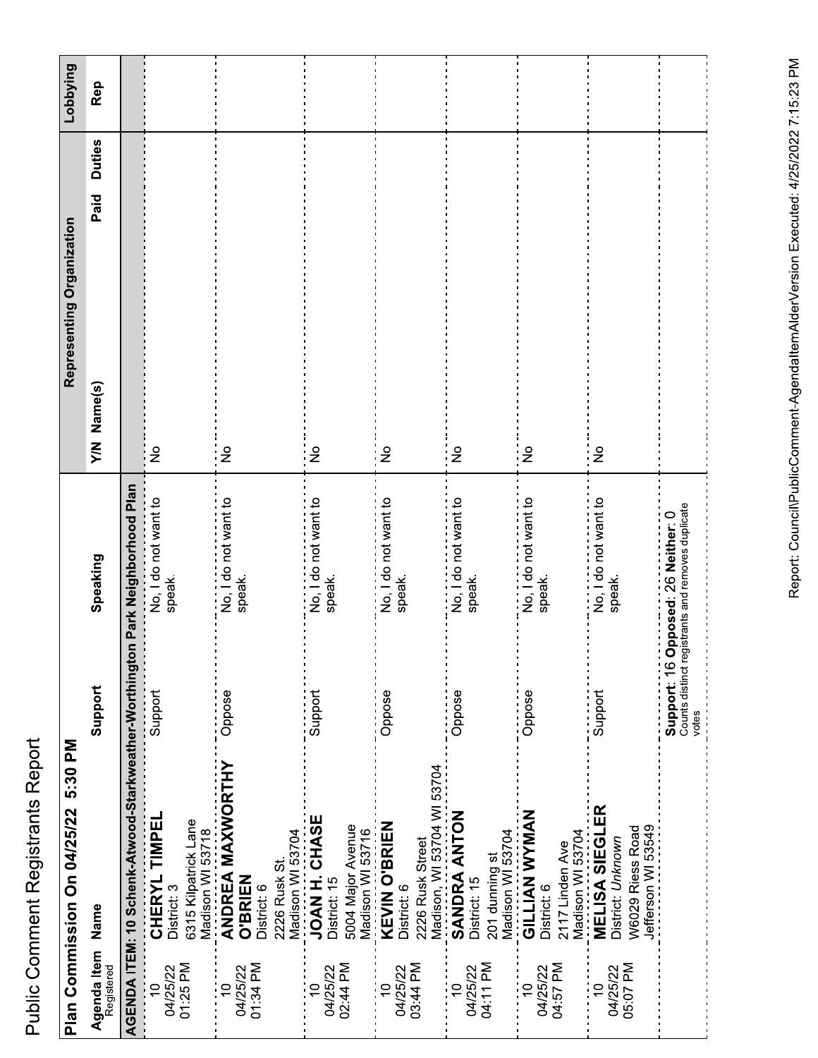# Public Comment Registrants Report

## Plan Commission On 04/25/22 5:30 PM

| Agenda Item Registered | Name | Support | Speaking | Representing Organization Y/N | Name(s) | Paid | Duties | Lobbying Rep |
|---|---|---|---|---|---|---|---|---|
| **AGENDA ITEM: 10 Schenk-Atwood-Starkweather-Worthington Park Neighborhood Plan** | | | | | | | | |
| 10 04/25/22 01:25 PM | **CHERYL TIMPEL** District: 3 6315 Kilpatrick Lane Madison WI 53718 | Support | No, I do not want to speak. | No | | | | |
| 10 04/25/22 01:34 PM | **ANDREA MAXWORTHY O'BRIEN** District: 6 2226 Rusk St. Madison WI 53704 | Oppose | No, I do not want to speak. | No | | | | |
| 10 04/25/22 02:44 PM | **JOAN H. CHASE** District: 15 5004 Major Avenue Madison WI 53716 | Support | No, I do not want to speak. | No | | | | |
| 10 04/25/22 03:44 PM | **KEVIN O'BRIEN** District: 6 2226 Rusk Street Madison, WI 53704 WI 53704 | Oppose | No, I do not want to speak. | No | | | | |
| 10 04/25/22 04:11 PM | **SANDRA ANTON** District: 15 201 dunning st Madison WI 53704 | Oppose | No, I do not want to speak. | No | | | | |
| 10 04/25/22 04:57 PM | **GILLIAN WYMAN** District: 6 2117 Linden Ave Madison WI 53704 | Oppose | No, I do not want to speak. | No | | | | |
| 10 04/25/22 05:07 PM | **MELISA SIEGLER** District: *Unknown* W6029 Riess Road Jefferson WI 53549 | Support | No, I do not want to speak. | No | | | | |
| | | **Support**: 16 **Opposed**: 26 **Neither**: 0 Counts distinct registrants and removes duplicate votes | | | | | | |

Report: Council\PublicComment-AgendaItemAlderVersion Executed: 4/25/2022 7:15:23 PM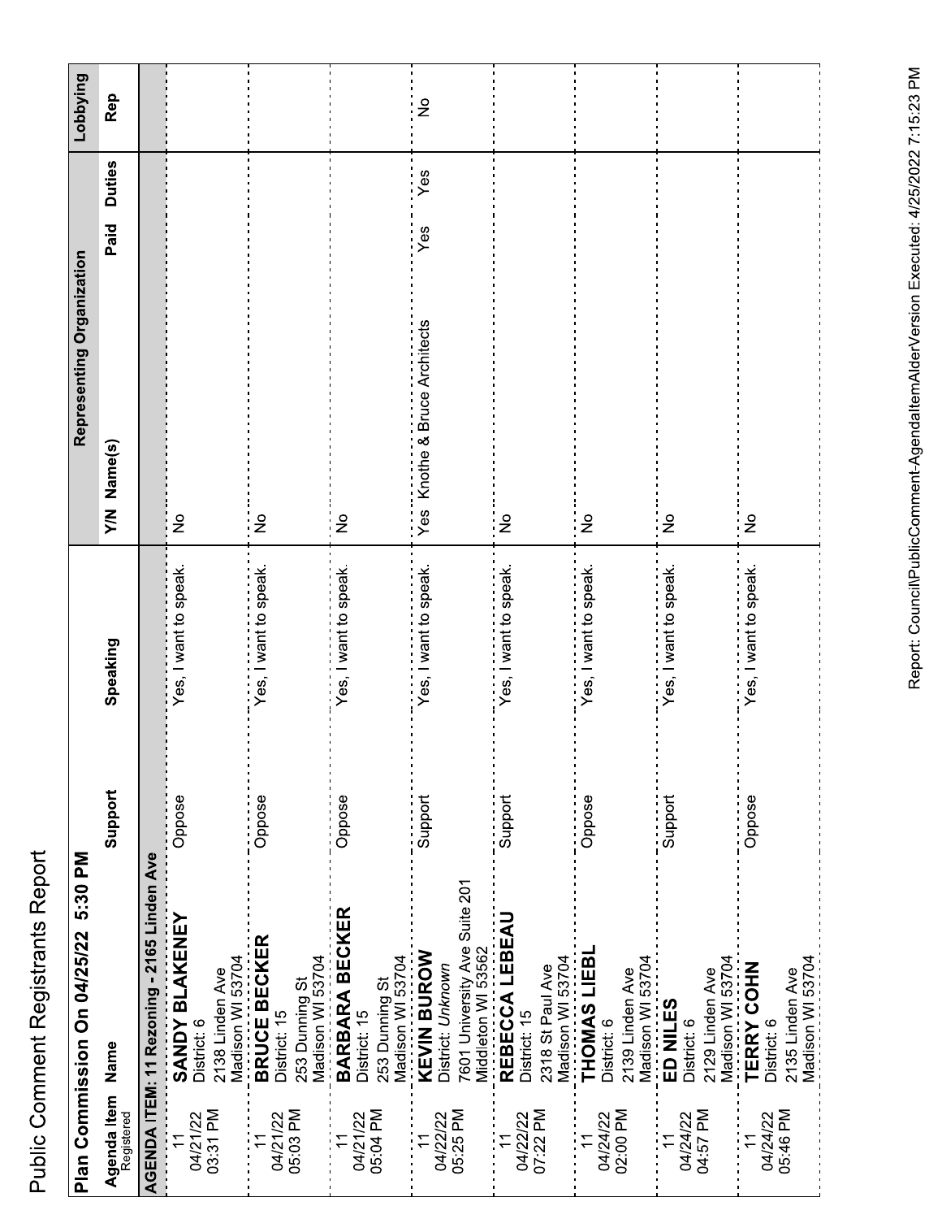# Public Comment Registrants Report

## Plan Commission On 04/25/22 5:30 PM

| Agenda Item Registered | Name | Support | Speaking | Representing Organization Y/N | Name(s) | Paid | Duties | Lobbying Rep |
|---|---|---|---|---|---|---|---|---|
| **AGENDA ITEM: 11 Rezoning - 2165 Linden Ave** | | | | | | | | |
| 11 04/21/22 03:31 PM | **SANDY BLAKENEY** District: 6 2138 Linden Ave Madison WI 53704 | Oppose | Yes, I want to speak. | No | | | | |
| 11 04/21/22 05:03 PM | **BRUCE BECKER** District: 15 253 Dunning St Madison WI 53704 | Oppose | Yes, I want to speak. | No | | | | |
| 11 04/21/22 05:04 PM | **BARBARA BECKER** District: 15 253 Dunning St Madison WI 53704 | Oppose | Yes, I want to speak. | No | | | | |
| 11 04/22/22 05:25 PM | **KEVIN BUROW** District: *Unknown* 7601 University Ave Suite 201 Middleton WI 53562 | Support | Yes, I want to speak. | Yes | Knothe & Bruce Architects | Yes | Yes | No |
| 11 04/22/22 07:22 PM | **REBECCA LEBEAU** District: 15 2318 St Paul Ave Madison WI 53704 | Support | Yes, I want to speak. | No | | | | |
| 11 04/24/22 02:00 PM | **THOMAS LIEBL** District: 6 2139 Linden Ave Madison WI 53704 | Oppose | Yes, I want to speak. | No | | | | |
| 11 04/24/22 04:57 PM | **ED NILES** District: 6 2129 Linden Ave Madison WI 53704 | Support | Yes, I want to speak. | No | | | | |
| 11 04/24/22 05:46 PM | **TERRY COHN** District: 6 2135 Linden Ave Madison WI 53704 | Oppose | Yes, I want to speak. | No | | | | |

Report: Council\PublicComment-AgendaItemAlderVersion Executed: 4/25/2022 7:15:23 PM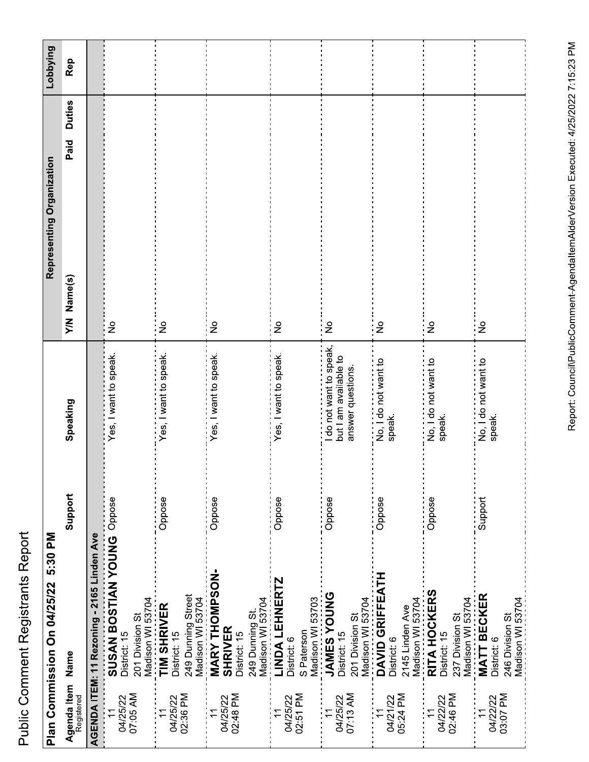# Public Comment Registrants Report

## Plan Commission On 04/25/22 5:30 PM

| Agenda Item Registered | Name | Support | Speaking | Representing Organization Y/N | Name(s) | Paid | Duties | Lobbying Rep |
|---|---|---|---|---|---|---|---|---|
| **AGENDA ITEM: 11 Rezoning - 2165 Linden Ave** | | | | | | | | |
| 11 04/25/22 07:05 AM | **SUSAN BOSTIAN YOUNG** District: 15 201 Division St Madison WI 53704 | Oppose | Yes, I want to speak. | No | | | | |
| 11 04/25/22 02:36 PM | **TIM SHRIVER** District: 15 249 Dunning Street Madison WI 53704 | Oppose | Yes, I want to speak. | No | | | | |
| 11 04/25/22 02:48 PM | **MARY THOMPSON-SHRIVER** District: 15 249 Dunning St. Madison WI 53704 | Oppose | Yes, I want to speak. | No | | | | |
| 11 04/25/22 02:51 PM | **LINDA LEHNERTZ** District: 6 S Paterson Madison WI 53703 | Oppose | Yes, I want to speak. | No | | | | |
| 11 04/25/22 07:13 AM | **JAMES YOUNG** District: 15 201 Division St Madison WI 53704 | Oppose | I do not want to speak, but I am available to answer questions. | No | | | | |
| 11 04/21/22 05:24 PM | **DAVID GRIFFEATH** District: 6 2145 Linden Ave Madison WI 53704 | Oppose | No, I do not want to speak. | No | | | | |
| 11 04/22/22 02:46 PM | **RITA HOCKERS** District: 15 237 Division St Madison WI 53704 | Oppose | No, I do not want to speak. | No | | | | |
| 11 04/22/22 03:07 PM | **MATT BECKER** District: 6 246 Division St Madison WI 53704 | Support | No, I do not want to speak. | No | | | | |

Report: Council\PublicComment-AgendaItemAlderVersion Executed: 4/25/2022 7:15:23 PM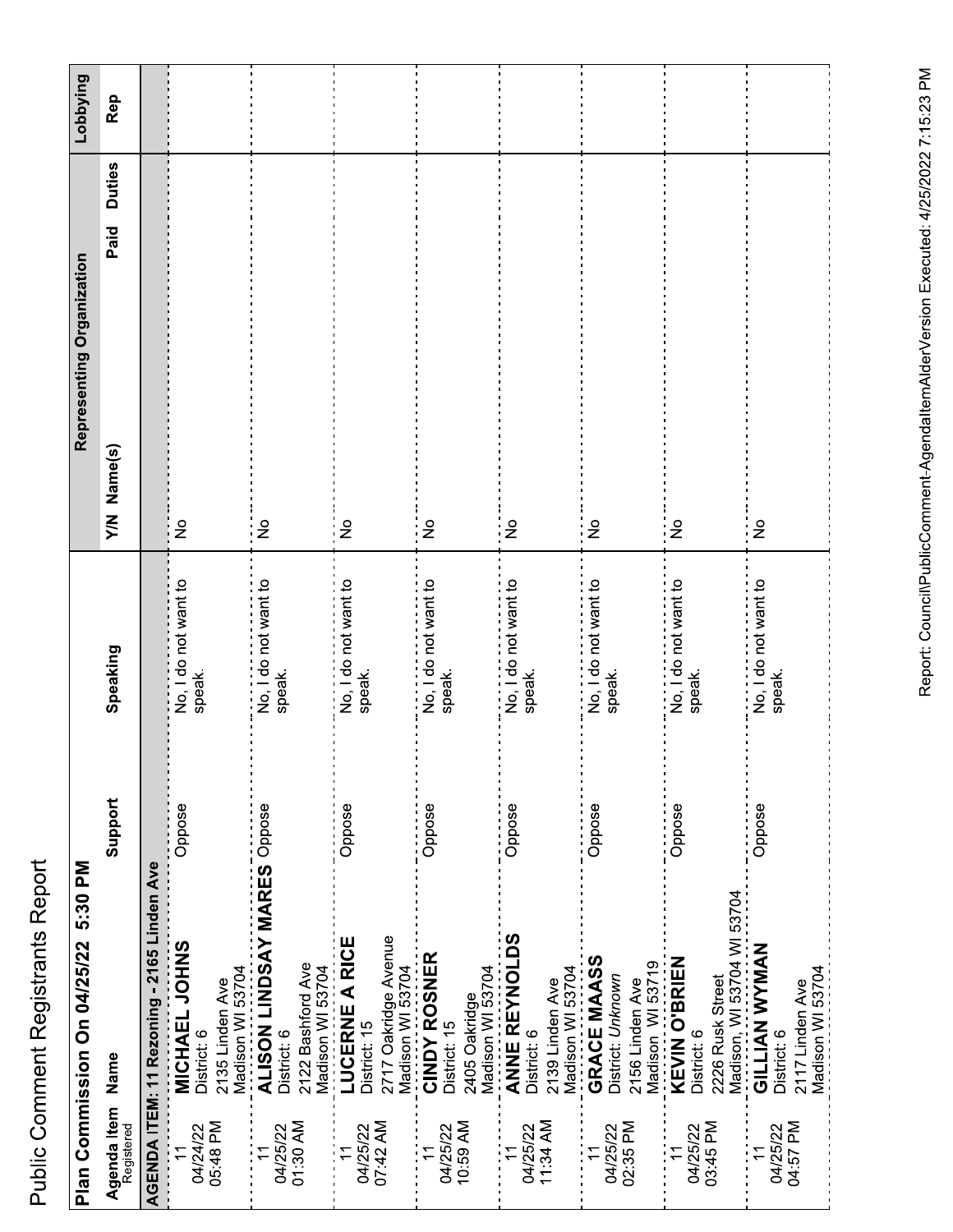# Public Comment Registrants Report

## Plan Commission On 04/25/22 5:30 PM

| Agenda Item Registered | Name | Support | Speaking | Representing Organization Y/N | Name(s) | Paid | Duties | Lobbying Rep |
|---|---|---|---|---|---|---|---|---|
| **AGENDA ITEM: 11 Rezoning - 2165 Linden Ave** | | | | | | | | |
| 11 04/24/22 05:48 PM | **MICHAEL JOHNS** District: 6 2135 Linden Ave Madison WI 53704 | Oppose | No, I do not want to speak. | No | | | | |
| 11 04/25/22 01:30 AM | **ALISON LINDSAY MARES** District: 6 2122 Bashford Ave Madison WI 53704 | Oppose | No, I do not want to speak. | No | | | | |
| 11 04/25/22 07:42 AM | **LUCERNE A RICE** District: 15 2717 Oakridge Avenue Madison WI 53704 | Oppose | No, I do not want to speak. | No | | | | |
| 11 04/25/22 10:59 AM | **CINDY ROSNER** District: 15 2405 Oakridge Madison WI 53704 | Oppose | No, I do not want to speak. | No | | | | |
| 11 04/25/22 11:34 AM | **ANNE REYNOLDS** District: 6 2139 Linden Ave Madison WI 53704 | Oppose | No, I do not want to speak. | No | | | | |
| 11 04/25/22 02:35 PM | **GRACE MAASS** District: *Unknown* 2156 Linden Ave Madison WI 53719 | Oppose | No, I do not want to speak. | No | | | | |
| 11 04/25/22 03:45 PM | **KEVIN O'BRIEN** District: 6 2226 Rusk Street Madison, WI 53704 WI 53704 | Oppose | No, I do not want to speak. | No | | | | |
| 11 04/25/22 04:57 PM | **GILLIAN WYMAN** District: 6 2117 Linden Ave Madison WI 53704 | Oppose | No, I do not want to speak. | No | | | | |

Report: Council\PublicComment-AgendaItemAlderVersion Executed: 4/25/2022 7:15:23 PM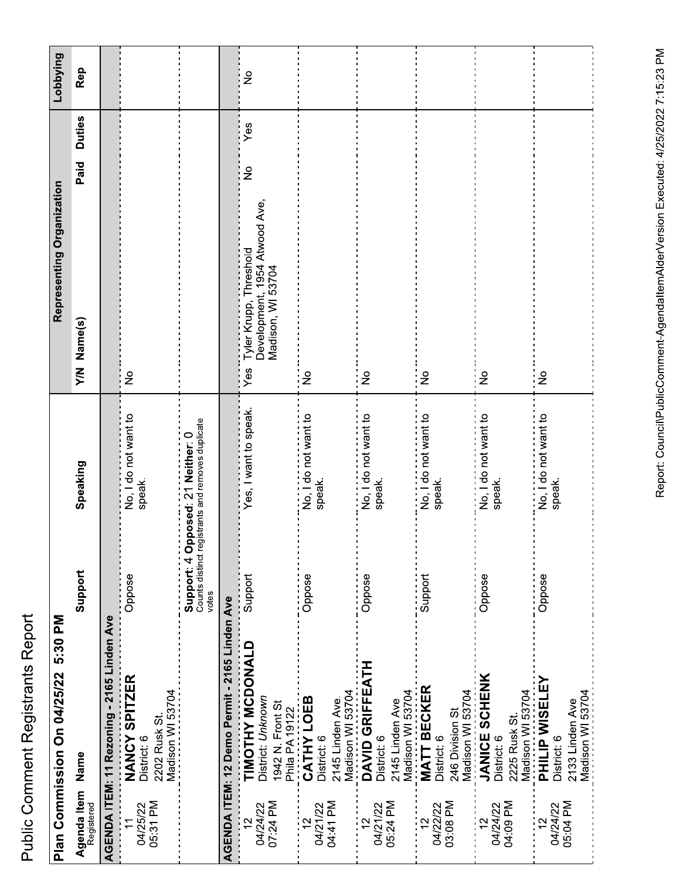# Public Comment Registrants Report

## Plan Commission On 04/25/22 5:30 PM

| Agenda Item Registered | Name | Support | Speaking | Representing Organization Y/N | Name(s) | Paid | Duties | Lobbying Rep |
|---|---|---|---|---|---|---|---|---|
| **AGENDA ITEM: 11 Rezoning - 2165 Linden Ave** | | | | | | | | |
| 11 04/25/22 05:31 PM | **NANCY SPITZER** District: 6 2202 Rusk St. Madison WI 53704 | Oppose | No, I do not want to speak. | No | | | | |
| | | **Support**: 4 **Opposed**: 21 **Neither**: 0 Counts distinct registrants and removes duplicate votes | | | | | | |
| **AGENDA ITEM: 12 Demo Permit - 2165 Linden Ave** | | | | | | | | |
| 12 04/24/22 07:24 PM | **TIMOTHY MCDONALD** District: *Unknown* 1942 N. Front St Phila PA 19122 | Support | Yes, I want to speak. | Yes | Tyler Krupp, Threshold Development, 1954 Atwood Ave, Madison, WI 53704 | No | Yes | No |
| 12 04/21/22 04:41 PM | **CATHY LOEB** District: 6 2145 Linden Ave. Madison WI 53704 | Oppose | No, I do not want to speak. | No | | | | |
| 12 04/21/22 05:24 PM | **DAVID GRIFFEATH** District: 6 2145 Linden Ave Madison WI 53704 | Oppose | No, I do not want to speak. | No | | | | |
| 12 04/22/22 03:08 PM | **MATT BECKER** District: 6 246 Division St Madison WI 53704 | Support | No, I do not want to speak. | No | | | | |
| 12 04/24/22 04:09 PM | **JANICE SCHENK** District: 6 2225 Rusk St. Madison WI 53704 | Oppose | No, I do not want to speak. | No | | | | |
| 12 04/24/22 05:04 PM | **PHILIP WISELEY** District: 6 2133 Linden Ave Madison WI 53704 | Oppose | No, I do not want to speak. | No | | | | |

Report: Council\PublicComment-AgendaItemAlderVersion Executed: 4/25/2022 7:15:23 PM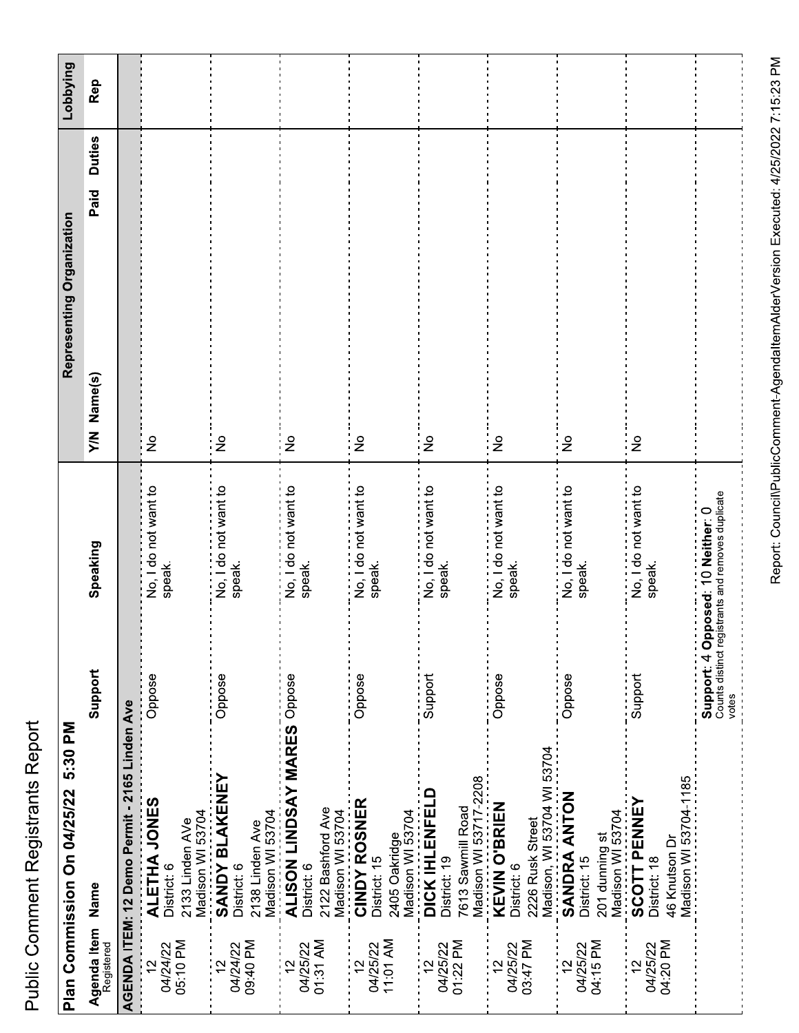# Public Comment Registrants Report

## Plan Commission On 04/25/22 5:30 PM

| Agenda Item Registered | Name | Support | Speaking | Representing Organization Y/N | Name(s) | Paid | Duties | Lobbying Rep |
|---|---|---|---|---|---|---|---|---|
| **AGENDA ITEM: 12 Demo Permit - 2165 Linden Ave** | | | | | | | | |
| 12 04/24/22 05:10 PM | **ALETHA JONES** District: 6 2133 Linden AVe Madison WI 53704 | Oppose | No, I do not want to speak. | No | | | | |
| 12 04/24/22 09:40 PM | **SANDY BLAKENEY** District: 6 2138 Linden Ave Madison WI 53704 | Oppose | No, I do not want to speak. | No | | | | |
| 12 04/25/22 01:31 AM | **ALISON LINDSAY MARES** District: 6 2122 Bashford Ave Madison WI 53704 | Oppose | No, I do not want to speak. | No | | | | |
| 12 04/25/22 11:01 AM | **CINDY ROSNER** District: 15 2405 Oakridge Madison WI 53704 | Oppose | No, I do not want to speak. | No | | | | |
| 12 04/25/22 01:22 PM | **DICK IHLENFELD** District: 19 7613 Sawmill Road Madison WI 53717-2208 | Support | No, I do not want to speak. | No | | | | |
| 12 04/25/22 03:47 PM | **KEVIN O'BRIEN** District: 6 2226 Rusk Street Madison, WI 53704 WI 53704 | Oppose | No, I do not want to speak. | No | | | | |
| 12 04/25/22 04:15 PM | **SANDRA ANTON** District: 15 201 dunning st Madison WI 53704 | Oppose | No, I do not want to speak. | No | | | | |
| 12 04/25/22 04:20 PM | **SCOTT PENNEY** District: 18 46 Knutson Dr Madison WI 53704-1185 | Support | No, I do not want to speak. | No | | | | |
| | | **Support**: 4 **Opposed**: 10 **Neither**: 0 Counts distinct registrants and removes duplicate votes | | | | | | |

Report: Council\PublicComment-AgendaItemAlderVersion Executed: 4/25/2022 7:15:23 PM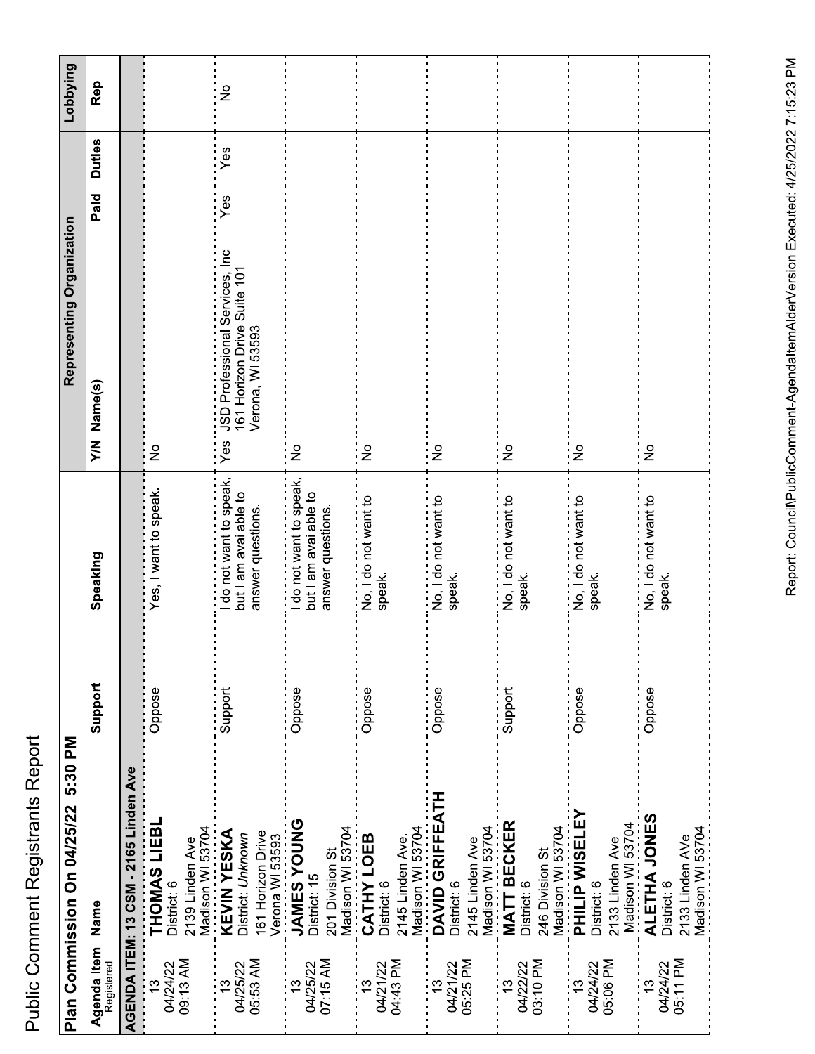# Public Comment Registrants Report

## Plan Commission On 04/25/22 5:30 PM

| Agenda Item Registered | Name | Support | Speaking | Representing Organization Y/N | Name(s) | Paid | Duties | Lobbying Rep |
|---|---|---|---|---|---|---|---|---|
| **AGENDA ITEM: 13 CSM - 2165 Linden Ave** | | | | | | | | |
| 13 04/24/22 09:13 AM | **THOMAS LIEBL** District: 6 2139 Linden Ave Madison WI 53704 | Oppose | Yes, I want to speak. | No | | | | |
| 13 04/25/22 05:53 AM | **KEVIN YESKA** District: *Unknown* 161 Horizon Drive Verona WI 53593 | Support | I do not want to speak, but I am available to answer questions. | Yes | JSD Professional Services, Inc 161 Horizon Drive Suite 101 Verona, WI 53593 | Yes | Yes | No |
| 13 04/25/22 07:15 AM | **JAMES YOUNG** District: 15 201 Division St Madison WI 53704 | Oppose | I do not want to speak, but I am available to answer questions. | No | | | | |
| 13 04/21/22 04:43 PM | **CATHY LOEB** District: 6 2145 Linden Ave. Madison WI 53704 | Oppose | No, I do not want to speak. | No | | | | |
| 13 04/21/22 05:25 PM | **DAVID GRIFFEATH** District: 6 2145 Linden Ave Madison WI 53704 | Oppose | No, I do not want to speak. | No | | | | |
| 13 04/22/22 03:10 PM | **MATT BECKER** District: 6 246 Division St Madison WI 53704 | Support | No, I do not want to speak. | No | | | | |
| 13 04/24/22 05:06 PM | **PHILIP WISELEY** District: 6 2133 Linden Ave Madison WI 53704 | Oppose | No, I do not want to speak. | No | | | | |
| 13 04/24/22 05:11 PM | **ALETHA JONES** District: 6 2133 Linden AVe Madison WI 53704 | Oppose | No, I do not want to speak. | No | | | | |

Report: Council\PublicComment-AgendaItemAlderVersion Executed: 4/25/2022 7:15:23 PM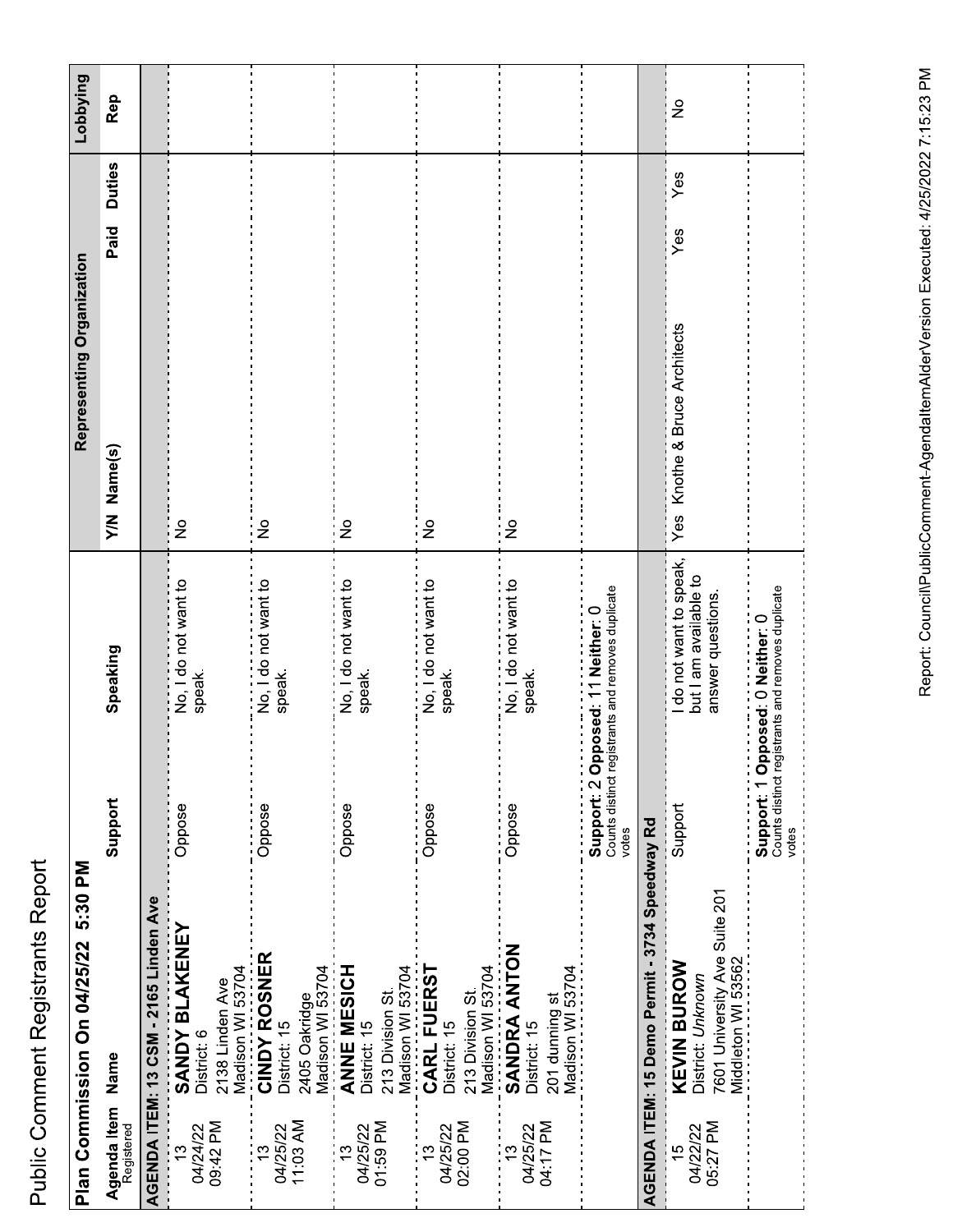# Public Comment Registrants Report

## Plan Commission On 04/25/22 5:30 PM

| Agenda Item Registered | Name | Support | Speaking | Representing Organization Y/N | Name(s) | Paid | Duties | Lobbying Rep |
|---|---|---|---|---|---|---|---|---|
| **AGENDA ITEM: 13 CSM - 2165 Linden Ave** | | | | | | | | |
| 13 04/24/22 09:42 PM | **SANDY BLAKENEY** District: 6 2138 Linden Ave Madison WI 53704 | Oppose | No, I do not want to speak. | No | | | | |
| 13 04/25/22 11:03 AM | **CINDY ROSNER** District: 15 2405 Oakridge Madison WI 53704 | Oppose | No, I do not want to speak. | No | | | | |
| 13 04/25/22 01:59 PM | **ANNE MESICH** District: 15 213 Division St. Madison WI 53704 | Oppose | No, I do not want to speak. | No | | | | |
| 13 04/25/22 02:00 PM | **CARL FUERST** District: 15 213 Division St. Madison WI 53704 | Oppose | No, I do not want to speak. | No | | | | |
| 13 04/25/22 04:17 PM | **SANDRA ANTON** District: 15 201 dunning st Madison WI 53704 | Oppose | No, I do not want to speak. | No | | | | |
| | | **Support**: 2 **Opposed**: 11 **Neither**: 0 Counts distinct registrants and removes duplicate votes | | | | | | |
| **AGENDA ITEM: 15 Demo Permit - 3734 Speedway Rd** | | | | | | | | |
| 15 04/22/22 05:27 PM | **KEVIN BUROW** District: *Unknown* 7601 University Ave Suite 201 Middleton WI 53562 | Support | I do not want to speak, but I am available to answer questions. | Yes | Knothe & Bruce Architects | Yes | Yes | No |
| | | **Support**: 1 **Opposed**: 0 **Neither**: 0 Counts distinct registrants and removes duplicate votes | | | | | | |

Report: Council\PublicComment-AgendaItemAlderVersion Executed: 4/25/2022 7:15:23 PM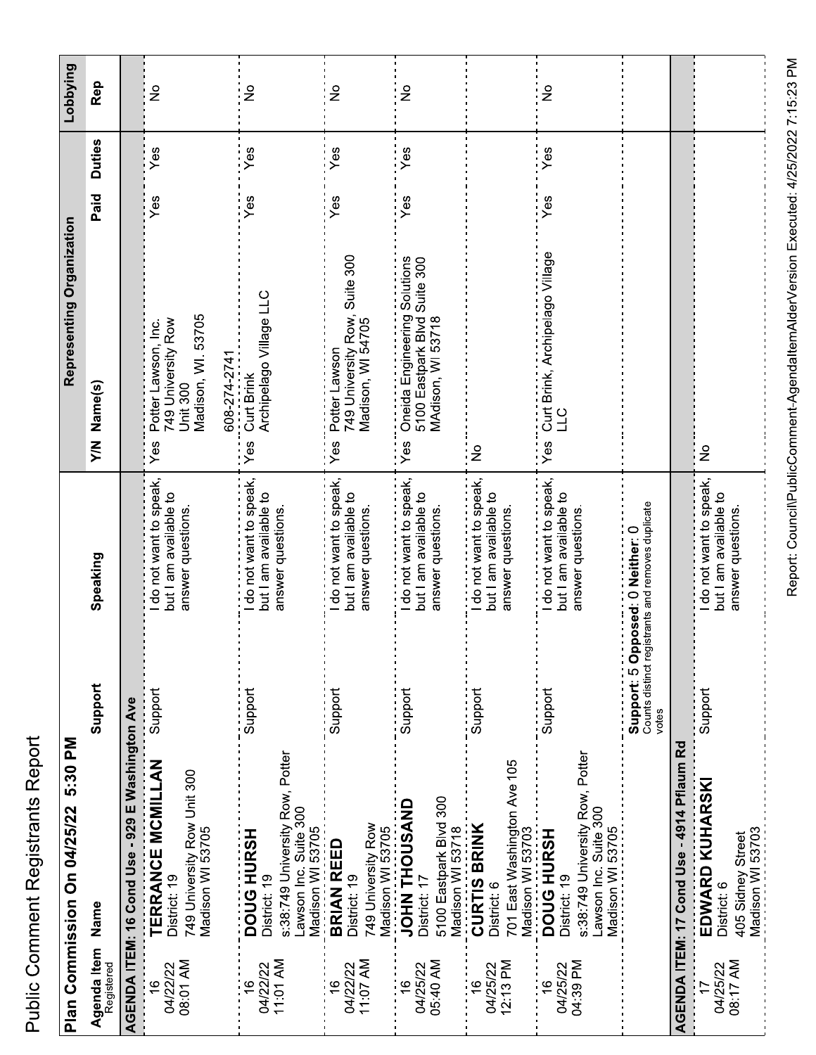# Public Comment Registrants Report

## Plan Commission On 04/25/22 5:30 PM

| Agenda Item Registered | Name | Support | Speaking | Representing Organization Y/N | Representing Organization Name(s) | Paid | Duties | Lobbying Rep |
|---|---|---|---|---|---|---|---|---|
| **AGENDA ITEM: 16 Cond Use - 929 E Washington Ave** | | | | | | | | |
| 16 04/22/22 08:01 AM | **TERRANCE MCMILLAN** District: 19 749 University Row Unit 300 Madison WI 53705 | Support | I do not want to speak, but I am available to answer questions. | Yes | Potter Lawson, Inc. 749 University Row Unit 300 Madison, WI. 53705 608-274-2741 | Yes | Yes | No |
| 16 04/22/22 11:01 AM | **DOUG HURSH** District: 19 s:38:749 University Row, Potter Lawson Inc. Suite 300 Madison WI 53705 | Support | I do not want to speak, but I am available to answer questions. | Yes | Curt Brink Archipelago Village LLC | Yes | Yes | No |
| 16 04/22/22 11:07 AM | **BRIAN REED** District: 19 749 University Row Madison WI 53705 | Support | I do not want to speak, but I am available to answer questions. | Yes | Potter Lawson 749 University Row, Suite 300 Madison, WI 54705 | Yes | Yes | No |
| 16 04/25/22 05:40 AM | **JOHN THOUSAND** District: 17 5100 Eastpark Blvd 300 Madison WI 53718 | Support | I do not want to speak, but I am available to answer questions. | Yes | Oneida Engineering Solutions 5100 Eastpark Blvd Suite 300 MAdison, WI 53718 | Yes | Yes | No |
| 16 04/25/22 12:13 PM | **CURTIS BRINK** District: 6 701 East Washington Ave 105 Madison WI 53703 | Support | I do not want to speak, but I am available to answer questions. | No | | | | |
| 16 04/25/22 04:39 PM | **DOUG HURSH** District: 19 s:38:749 University Row, Potter Lawson Inc. Suite 300 Madison WI 53705 | Support | I do not want to speak, but I am available to answer questions. | Yes | Curt Brink, Archipelago Village LLC | Yes | Yes | No |
| | | **Support**: 5 **Opposed**: 0 **Neither**: 0 Counts distinct registrants and removes duplicate votes | | | | | | |
| **AGENDA ITEM: 17 Cond Use - 4914 Pflaum Rd** | | | | | | | | |
| 17 04/25/22 08:17 AM | **EDWARD KUHARSKI** District: 6 405 Sidney Street Madison WI 53703 | Support | I do not want to speak, but I am available to answer questions. | No | | | | |

Report: Council\PublicComment-AgendaItemAlderVersion Executed: 4/25/2022 7:15:23 PM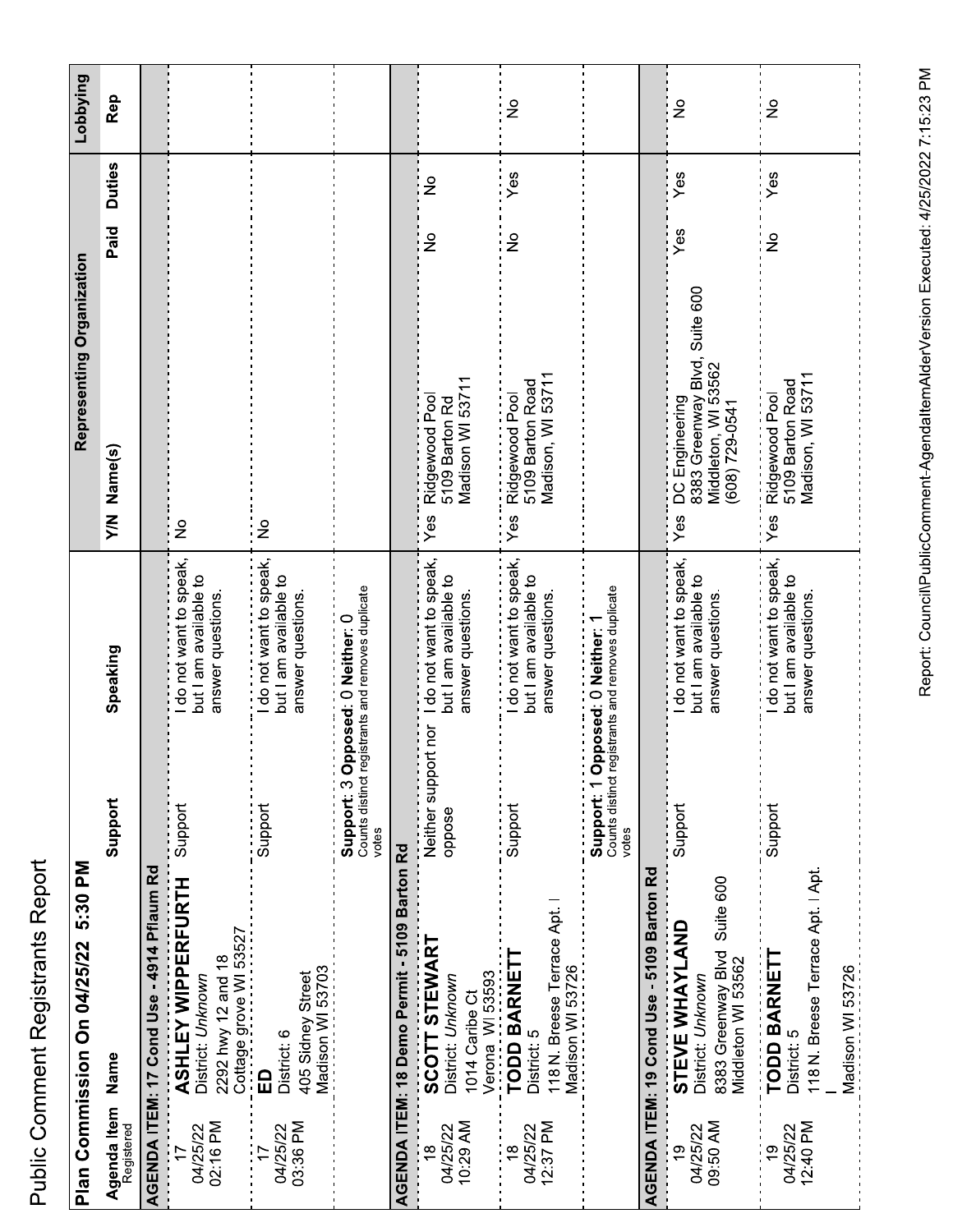# Public Comment Registrants Report

## Plan Commission On 04/25/22 5:30 PM

| Agenda Item Registered | Name | Support | Speaking | Representing Organization Y/N | Name(s) | Paid | Duties | Lobbying Rep |
|---|---|---|---|---|---|---|---|---|
| **AGENDA ITEM: 17 Cond Use - 4914 Pflaum Rd** | | | | | | | | |
| 17 04/25/22 02:16 PM | **ASHLEY WIPPERFURTH** District: *Unknown* 2292 hwy 12 and 18 Cottage grove WI 53527 | Support | I do not want to speak, but I am available to answer questions. | No | | | | |
| 17 04/25/22 03:36 PM | **ED** District: 6 405 Sidney Street Madison WI 53703 | Support | I do not want to speak, but I am available to answer questions. | No | | | | |
| | | **Support**: 3 **Opposed**: 0 **Neither**: 0 Counts distinct registrants and removes duplicate votes | | | | | | |
| **AGENDA ITEM: 18 Demo Permit - 5109 Barton Rd** | | | | | | | | |
| 18 04/25/22 10:29 AM | **SCOTT STEWART** District: *Unknown* 1014 Caribe Ct Verona WI 53593 | Neither support nor oppose | I do not want to speak, but I am available to answer questions. | Yes | Ridgewood Pool 5109 Barton Rd Madison WI 53711 | No | No | |
| 18 04/25/22 12:37 PM | **TODD BARNETT** District: 5 118 N. Breese Terrace Apt. I Madison WI 53726 | Support | I do not want to speak, but I am available to answer questions. | Yes | Ridgewood Pool 5109 Barton Road Madison, WI 53711 | No | Yes | No |
| | | **Support**: 1 **Opposed**: 0 **Neither**: 1 Counts distinct registrants and removes duplicate votes | | | | | | |
| **AGENDA ITEM: 19 Cond Use - 5109 Barton Rd** | | | | | | | | |
| 19 04/25/22 09:50 AM | **STEVE WHAYLAND** District: *Unknown* 8383 Greenway Blvd Suite 600 Middleton WI 53562 | Support | I do not want to speak, but I am available to answer questions. | Yes | DC Engineering 8383 Greenway Blvd, Suite 600 Middleton, WI 53562 (608) 729-0541 | Yes | Yes | No |
| 19 04/25/22 12:40 PM | **TODD BARNETT** District: 5 118 N. Breese Terrace Apt. I Apt. I Madison WI 53726 | Support | I do not want to speak, but I am available to answer questions. | Yes | Ridgewood Pool 5109 Barton Road Madison, WI 53711 | No | Yes | No |

Report: Council\PublicComment-AgendaItemAlderVersion Executed: 4/25/2022 7:15:23 PM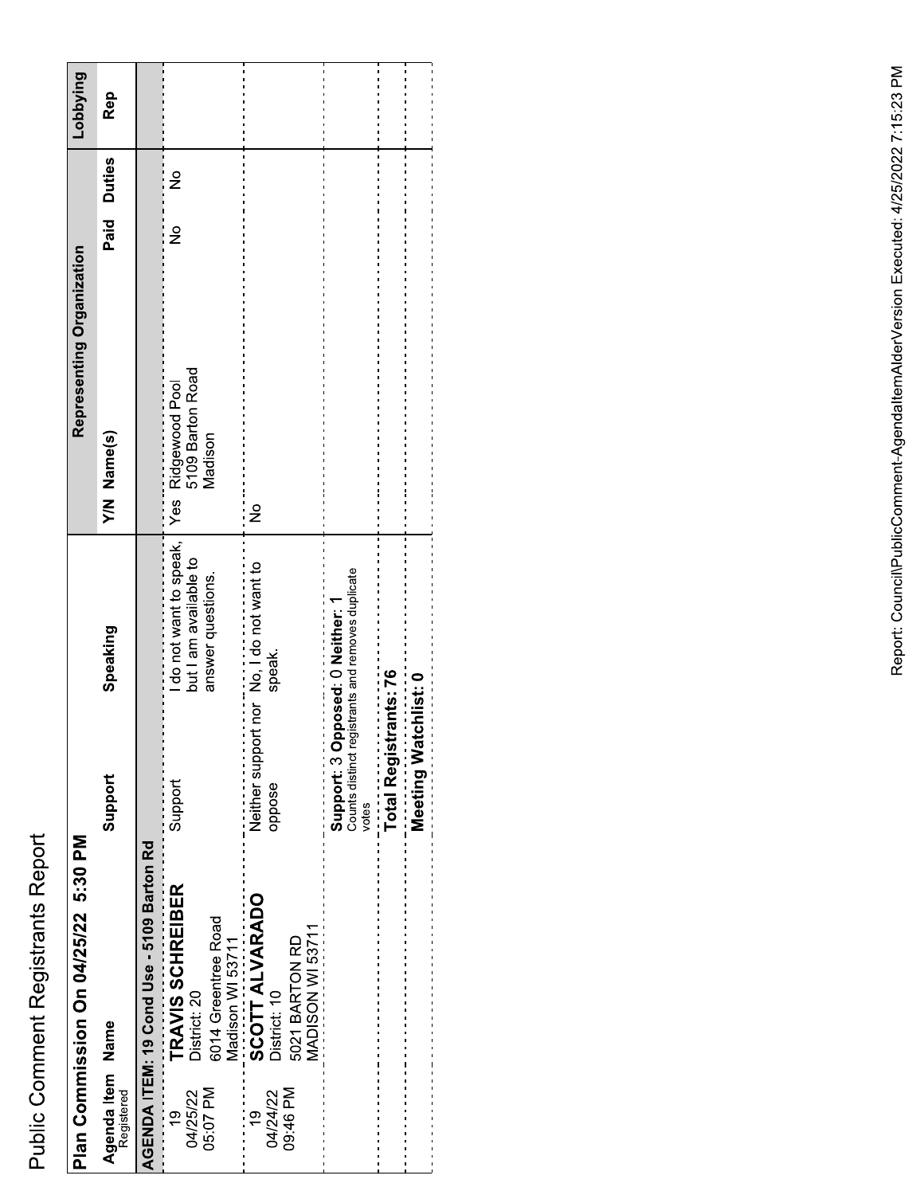# Public Comment Registrants Report

## Plan Commission On 04/25/22 5:30 PM

| Agenda Item Registered | Name | Support | Speaking | Representing Organization Y/N | Name(s) | Paid | Duties | Lobbying Rep |
|---|---|---|---|---|---|---|---|---|
| **AGENDA ITEM: 19 Cond Use - 5109 Barton Rd** | | | | | | | | |
| 19 04/25/22 05:07 PM | **TRAVIS SCHREIBER** District: 20 6014 Greentree Road Madison WI 53711 | Support | I do not want to speak, but I am available to answer questions. | Yes | Ridgewood Pool 5109 Barton Road Madison | No | No | |
| 19 04/24/22 09:46 PM | **SCOTT ALVARADO** District: 10 5021 BARTON RD MADISON WI 53711 | Neither support nor oppose | No, I do not want to speak. | No | | | | |
| | | **Support**: 3 **Opposed**: 0 **Neither**: 1 Counts distinct registrants and removes duplicate votes | | | | | | |
| | | **Total Registrants: 76** | | | | | | |
| | | **Meeting Watchlist: 0** | | | | | | |

Report: Council\PublicComment-AgendaItemAlderVersion Executed: 4/25/2022 7:15:23 PM